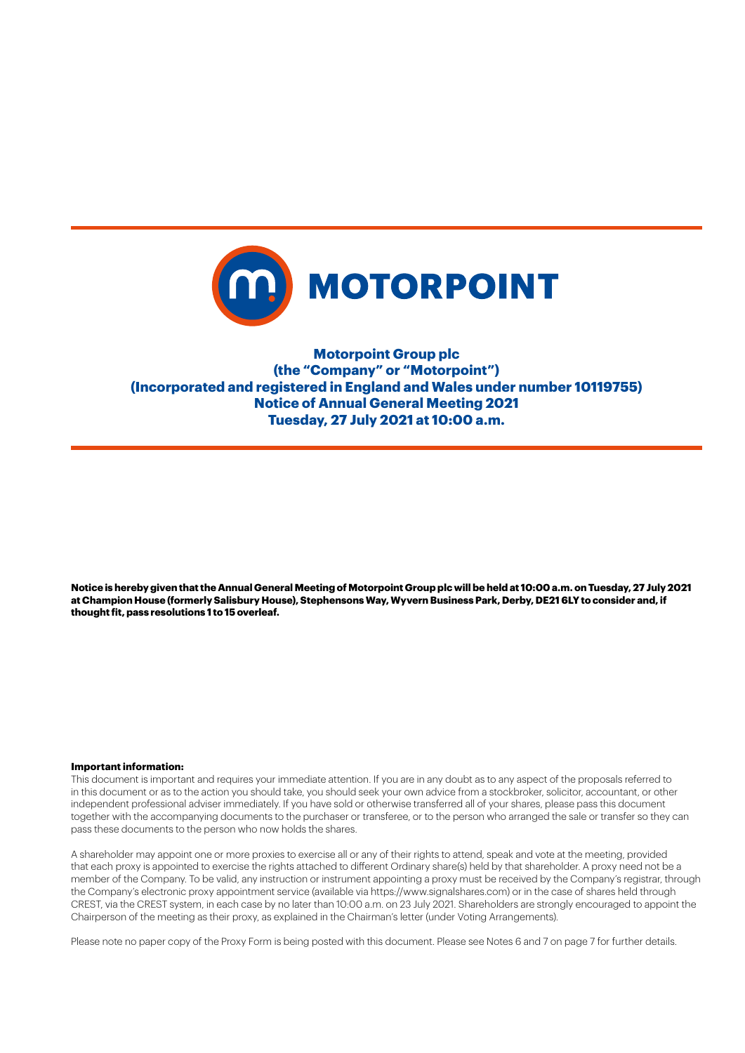MOTORPOINT

# Motorpoint Group plc
## (the "Company" or "Motorpoint")
## (Incorporated and registered in England and Wales under number 10119755)
## Notice of Annual General Meeting 2021
## Tuesday, 27 July 2021 at 10:00 a.m.

**Notice is hereby given that the Annual General Meeting of Motorpoint Group plc will be held at 10:00 a.m. on Tuesday, 27 July 2021 at Champion House (formerly Salisbury House), Stephensons Way, Wyvern Business Park, Derby, DE21 6LY to consider and, if thought fit, pass resolutions 1 to 15 overleaf.**

**Important information:**

This document is important and requires your immediate attention. If you are in any doubt as to any aspect of the proposals referred to in this document or as to the action you should take, you should seek your own advice from a stockbroker, solicitor, accountant, or other independent professional adviser immediately. If you have sold or otherwise transferred all of your shares, please pass this document together with the accompanying documents to the purchaser or transferee, or to the person who arranged the sale or transfer so they can pass these documents to the person who now holds the shares.

A shareholder may appoint one or more proxies to exercise all or any of their rights to attend, speak and vote at the meeting, provided that each proxy is appointed to exercise the rights attached to different Ordinary share(s) held by that shareholder. A proxy need not be a member of the Company. To be valid, any instruction or instrument appointing a proxy must be received by the Company's registrar, through the Company's electronic proxy appointment service (available via https://www.signalshares.com) or in the case of shares held through CREST, via the CREST system, in each case by no later than 10:00 a.m. on 23 July 2021. Shareholders are strongly encouraged to appoint the Chairperson of the meeting as their proxy, as explained in the Chairman's letter (under Voting Arrangements).

Please note no paper copy of the Proxy Form is being posted with this document. Please see Notes 6 and 7 on page 7 for further details.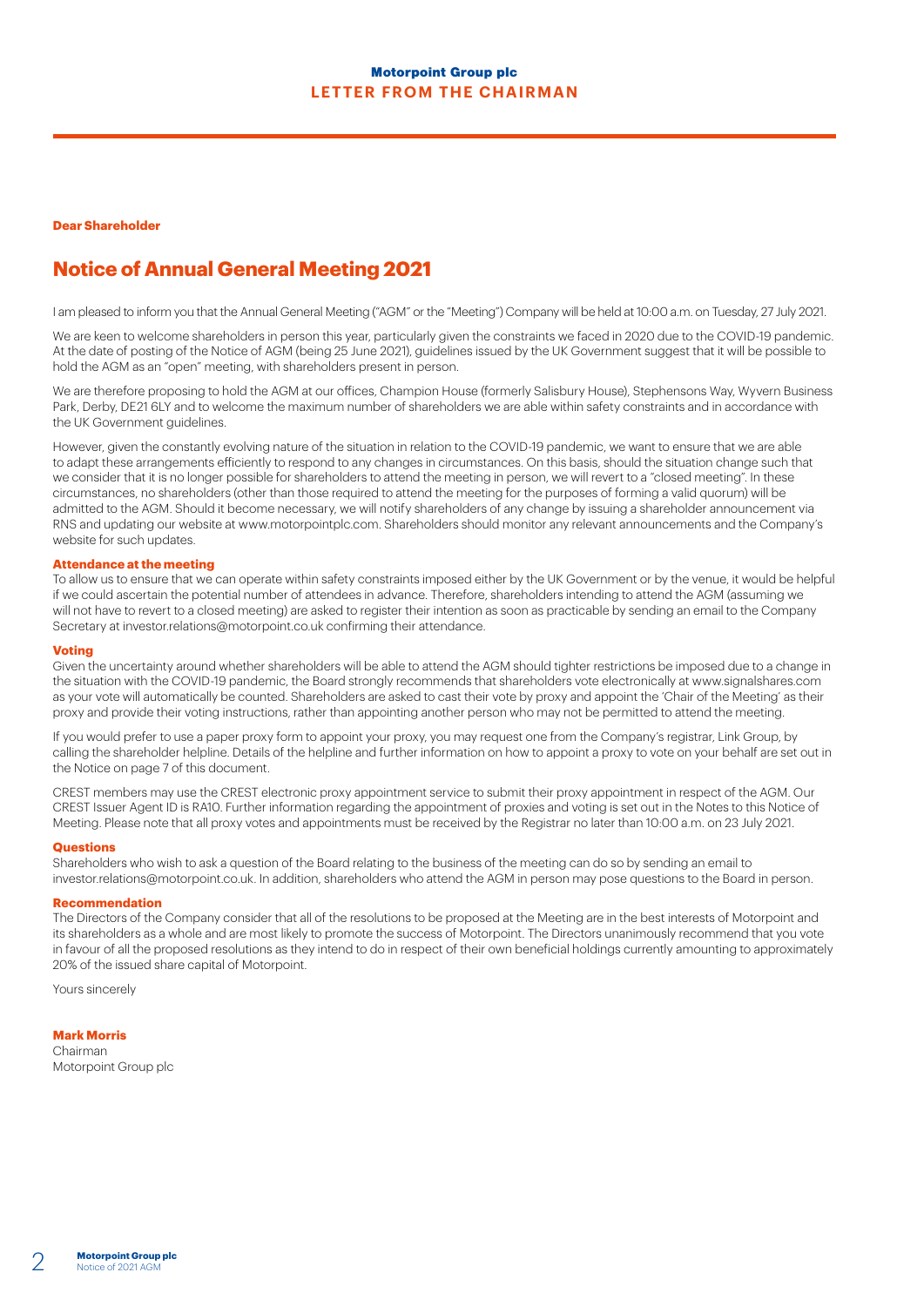**Motorpoint Group plc**

## LETTER FROM THE CHAIRMAN

**Dear Shareholder**

# Notice of Annual General Meeting 2021

I am pleased to inform you that the Annual General Meeting ("AGM" or the "Meeting") Company will be held at 10:00 a.m. on Tuesday, 27 July 2021.

We are keen to welcome shareholders in person this year, particularly given the constraints we faced in 2020 due to the COVID-19 pandemic. At the date of posting of the Notice of AGM (being 25 June 2021), guidelines issued by the UK Government suggest that it will be possible to hold the AGM as an "open" meeting, with shareholders present in person.

We are therefore proposing to hold the AGM at our offices, Champion House (formerly Salisbury House), Stephensons Way, Wyvern Business Park, Derby, DE21 6LY and to welcome the maximum number of shareholders we are able within safety constraints and in accordance with the UK Government guidelines.

However, given the constantly evolving nature of the situation in relation to the COVID-19 pandemic, we want to ensure that we are able to adapt these arrangements efficiently to respond to any changes in circumstances. On this basis, should the situation change such that we consider that it is no longer possible for shareholders to attend the meeting in person, we will revert to a "closed meeting". In these circumstances, no shareholders (other than those required to attend the meeting for the purposes of forming a valid quorum) will be admitted to the AGM. Should it become necessary, we will notify shareholders of any change by issuing a shareholder announcement via RNS and updating our website at www.motorpointplc.com. Shareholders should monitor any relevant announcements and the Company's website for such updates.

### Attendance at the meeting

To allow us to ensure that we can operate within safety constraints imposed either by the UK Government or by the venue, it would be helpful if we could ascertain the potential number of attendees in advance. Therefore, shareholders intending to attend the AGM (assuming we will not have to revert to a closed meeting) are asked to register their intention as soon as practicable by sending an email to the Company Secretary at investor.relations@motorpoint.co.uk confirming their attendance.

### Voting

Given the uncertainty around whether shareholders will be able to attend the AGM should tighter restrictions be imposed due to a change in the situation with the COVID-19 pandemic, the Board strongly recommends that shareholders vote electronically at www.signalshares.com as your vote will automatically be counted. Shareholders are asked to cast their vote by proxy and appoint the 'Chair of the Meeting' as their proxy and provide their voting instructions, rather than appointing another person who may not be permitted to attend the meeting.

If you would prefer to use a paper proxy form to appoint your proxy, you may request one from the Company's registrar, Link Group, by calling the shareholder helpline. Details of the helpline and further information on how to appoint a proxy to vote on your behalf are set out in the Notice on page 7 of this document.

CREST members may use the CREST electronic proxy appointment service to submit their proxy appointment in respect of the AGM. Our CREST Issuer Agent ID is RA10. Further information regarding the appointment of proxies and voting is set out in the Notes to this Notice of Meeting. Please note that all proxy votes and appointments must be received by the Registrar no later than 10:00 a.m. on 23 July 2021.

### Questions

Shareholders who wish to ask a question of the Board relating to the business of the meeting can do so by sending an email to investor.relations@motorpoint.co.uk. In addition, shareholders who attend the AGM in person may pose questions to the Board in person.

### Recommendation

The Directors of the Company consider that all of the resolutions to be proposed at the Meeting are in the best interests of Motorpoint and its shareholders as a whole and are most likely to promote the success of Motorpoint. The Directors unanimously recommend that you vote in favour of all the proposed resolutions as they intend to do in respect of their own beneficial holdings currently amounting to approximately 20% of the issued share capital of Motorpoint.

Yours sincerely

**Mark Morris**
Chairman
Motorpoint Group plc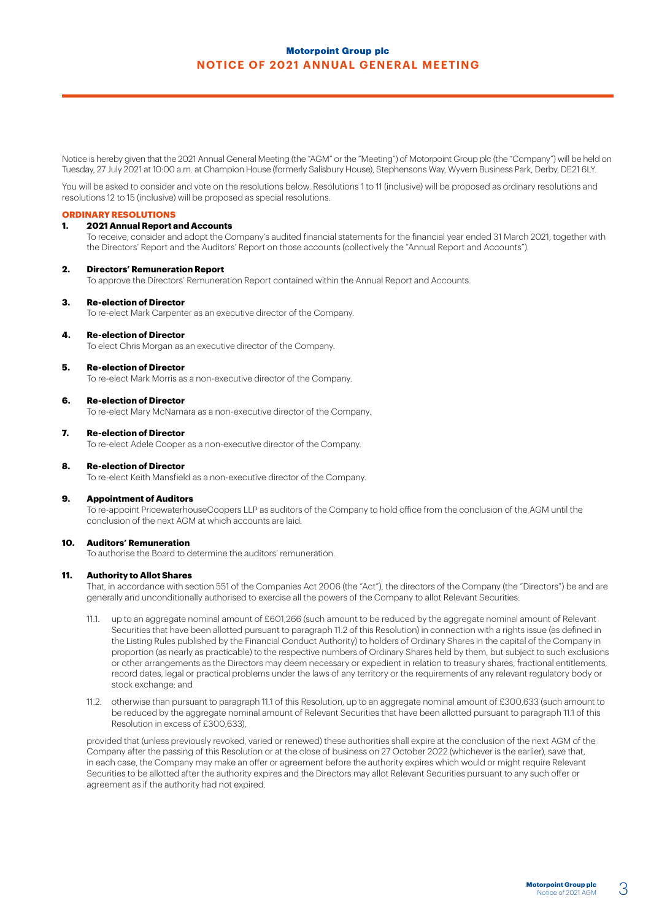# Motorpoint Group plc

## NOTICE OF 2021 ANNUAL GENERAL MEETING

Notice is hereby given that the 2021 Annual General Meeting (the "AGM" or the "Meeting") of Motorpoint Group plc (the "Company") will be held on Tuesday, 27 July 2021 at 10:00 a.m. at Champion House (formerly Salisbury House), Stephensons Way, Wyvern Business Park, Derby, DE21 6LY.

You will be asked to consider and vote on the resolutions below. Resolutions 1 to 11 (inclusive) will be proposed as ordinary resolutions and resolutions 12 to 15 (inclusive) will be proposed as special resolutions.

### ORDINARY RESOLUTIONS

**1. 2021 Annual Report and Accounts**

To receive, consider and adopt the Company's audited financial statements for the financial year ended 31 March 2021, together with the Directors' Report and the Auditors' Report on those accounts (collectively the "Annual Report and Accounts").

**2. Directors' Remuneration Report**

To approve the Directors' Remuneration Report contained within the Annual Report and Accounts.

**3. Re-election of Director**

To re-elect Mark Carpenter as an executive director of the Company.

**4. Re-election of Director**

To elect Chris Morgan as an executive director of the Company.

**5. Re-election of Director**

To re-elect Mark Morris as a non-executive director of the Company.

**6. Re-election of Director**

To re-elect Mary McNamara as a non-executive director of the Company.

**7. Re-election of Director**

To re-elect Adele Cooper as a non-executive director of the Company.

**8. Re-election of Director**

To re-elect Keith Mansfield as a non-executive director of the Company.

**9. Appointment of Auditors**

To re-appoint PricewaterhouseCoopers LLP as auditors of the Company to hold office from the conclusion of the AGM until the conclusion of the next AGM at which accounts are laid.

**10. Auditors' Remuneration**

To authorise the Board to determine the auditors' remuneration.

**11. Authority to Allot Shares**

That, in accordance with section 551 of the Companies Act 2006 (the "Act"), the directors of the Company (the "Directors") be and are generally and unconditionally authorised to exercise all the powers of the Company to allot Relevant Securities:

11.1. up to an aggregate nominal amount of £601,266 (such amount to be reduced by the aggregate nominal amount of Relevant Securities that have been allotted pursuant to paragraph 11.2 of this Resolution) in connection with a rights issue (as defined in the Listing Rules published by the Financial Conduct Authority) to holders of Ordinary Shares in the capital of the Company in proportion (as nearly as practicable) to the respective numbers of Ordinary Shares held by them, but subject to such exclusions or other arrangements as the Directors may deem necessary or expedient in relation to treasury shares, fractional entitlements, record dates, legal or practical problems under the laws of any territory or the requirements of any relevant regulatory body or stock exchange; and

11.2. otherwise than pursuant to paragraph 11.1 of this Resolution, up to an aggregate nominal amount of £300,633 (such amount to be reduced by the aggregate nominal amount of Relevant Securities that have been allotted pursuant to paragraph 11.1 of this Resolution in excess of £300,633),

provided that (unless previously revoked, varied or renewed) these authorities shall expire at the conclusion of the next AGM of the Company after the passing of this Resolution or at the close of business on 27 October 2022 (whichever is the earlier), save that, in each case, the Company may make an offer or agreement before the authority expires which would or might require Relevant Securities to be allotted after the authority expires and the Directors may allot Relevant Securities pursuant to any such offer or agreement as if the authority had not expired.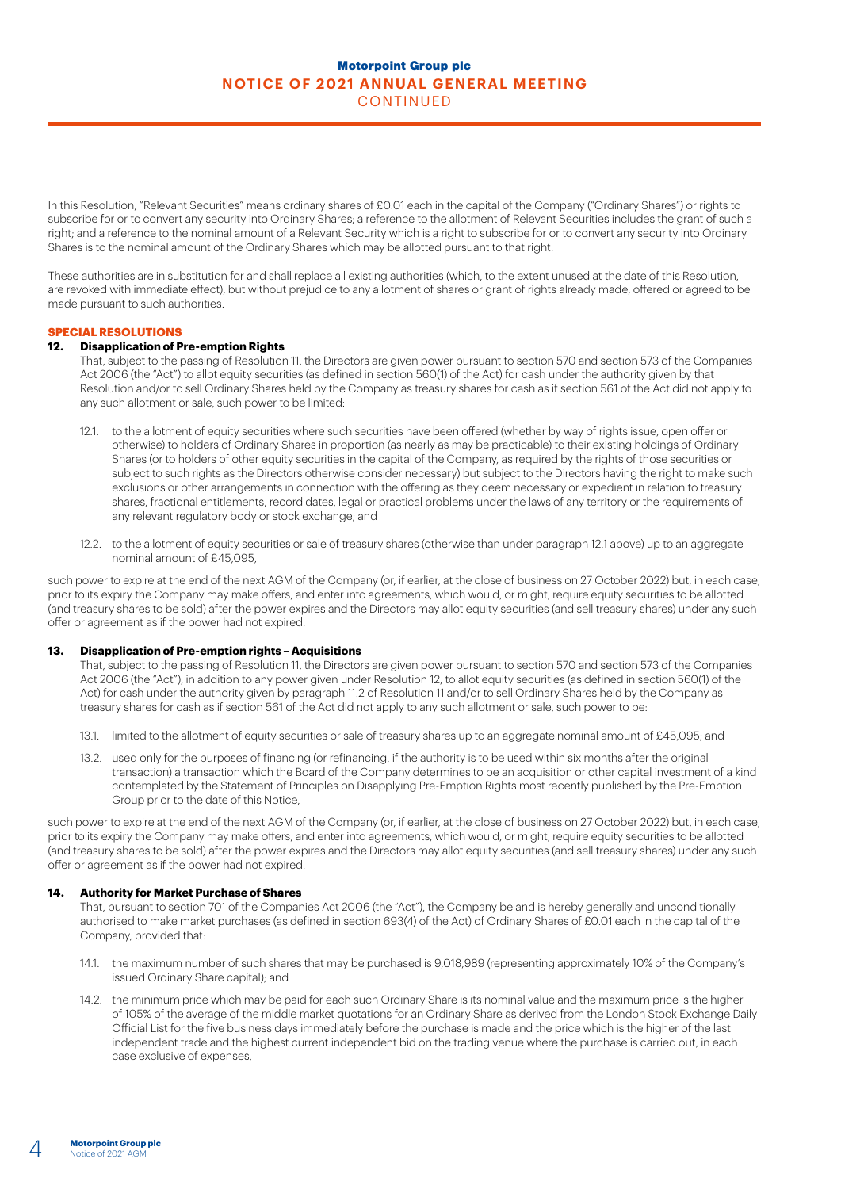In this Resolution, "Relevant Securities" means ordinary shares of £0.01 each in the capital of the Company ("Ordinary Shares") or rights to subscribe for or to convert any security into Ordinary Shares; a reference to the allotment of Relevant Securities includes the grant of such a right; and a reference to the nominal amount of a Relevant Security which is a right to subscribe for or to convert any security into Ordinary Shares is to the nominal amount of the Ordinary Shares which may be allotted pursuant to that right.

These authorities are in substitution for and shall replace all existing authorities (which, to the extent unused at the date of this Resolution, are revoked with immediate effect), but without prejudice to any allotment of shares or grant of rights already made, offered or agreed to be made pursuant to such authorities.

## SPECIAL RESOLUTIONS

### 12. Disapplication of Pre-emption Rights

That, subject to the passing of Resolution 11, the Directors are given power pursuant to section 570 and section 573 of the Companies Act 2006 (the "Act") to allot equity securities (as defined in section 560(1) of the Act) for cash under the authority given by that Resolution and/or to sell Ordinary Shares held by the Company as treasury shares for cash as if section 561 of the Act did not apply to any such allotment or sale, such power to be limited:

12.1. to the allotment of equity securities where such securities have been offered (whether by way of rights issue, open offer or otherwise) to holders of Ordinary Shares in proportion (as nearly as may be practicable) to their existing holdings of Ordinary Shares (or to holders of other equity securities in the capital of the Company, as required by the rights of those securities or subject to such rights as the Directors otherwise consider necessary) but subject to the Directors having the right to make such exclusions or other arrangements in connection with the offering as they deem necessary or expedient in relation to treasury shares, fractional entitlements, record dates, legal or practical problems under the laws of any territory or the requirements of any relevant regulatory body or stock exchange; and

12.2. to the allotment of equity securities or sale of treasury shares (otherwise than under paragraph 12.1 above) up to an aggregate nominal amount of £45,095,

such power to expire at the end of the next AGM of the Company (or, if earlier, at the close of business on 27 October 2022) but, in each case, prior to its expiry the Company may make offers, and enter into agreements, which would, or might, require equity securities to be allotted (and treasury shares to be sold) after the power expires and the Directors may allot equity securities (and sell treasury shares) under any such offer or agreement as if the power had not expired.

### 13. Disapplication of Pre-emption rights – Acquisitions

That, subject to the passing of Resolution 11, the Directors are given power pursuant to section 570 and section 573 of the Companies Act 2006 (the "Act"), in addition to any power given under Resolution 12, to allot equity securities (as defined in section 560(1) of the Act) for cash under the authority given by paragraph 11.2 of Resolution 11 and/or to sell Ordinary Shares held by the Company as treasury shares for cash as if section 561 of the Act did not apply to any such allotment or sale, such power to be:

13.1. limited to the allotment of equity securities or sale of treasury shares up to an aggregate nominal amount of £45,095; and

13.2. used only for the purposes of financing (or refinancing, if the authority is to be used within six months after the original transaction) a transaction which the Board of the Company determines to be an acquisition or other capital investment of a kind contemplated by the Statement of Principles on Disapplying Pre-Emption Rights most recently published by the Pre-Emption Group prior to the date of this Notice,

such power to expire at the end of the next AGM of the Company (or, if earlier, at the close of business on 27 October 2022) but, in each case, prior to its expiry the Company may make offers, and enter into agreements, which would, or might, require equity securities to be allotted (and treasury shares to be sold) after the power expires and the Directors may allot equity securities (and sell treasury shares) under any such offer or agreement as if the power had not expired.

### 14. Authority for Market Purchase of Shares

That, pursuant to section 701 of the Companies Act 2006 (the "Act"), the Company be and is hereby generally and unconditionally authorised to make market purchases (as defined in section 693(4) of the Act) of Ordinary Shares of £0.01 each in the capital of the Company, provided that:

14.1. the maximum number of such shares that may be purchased is 9,018,989 (representing approximately 10% of the Company's issued Ordinary Share capital); and

14.2. the minimum price which may be paid for each such Ordinary Share is its nominal value and the maximum price is the higher of 105% of the average of the middle market quotations for an Ordinary Share as derived from the London Stock Exchange Daily Official List for the five business days immediately before the purchase is made and the price which is the higher of the last independent trade and the highest current independent bid on the trading venue where the purchase is carried out, in each case exclusive of expenses,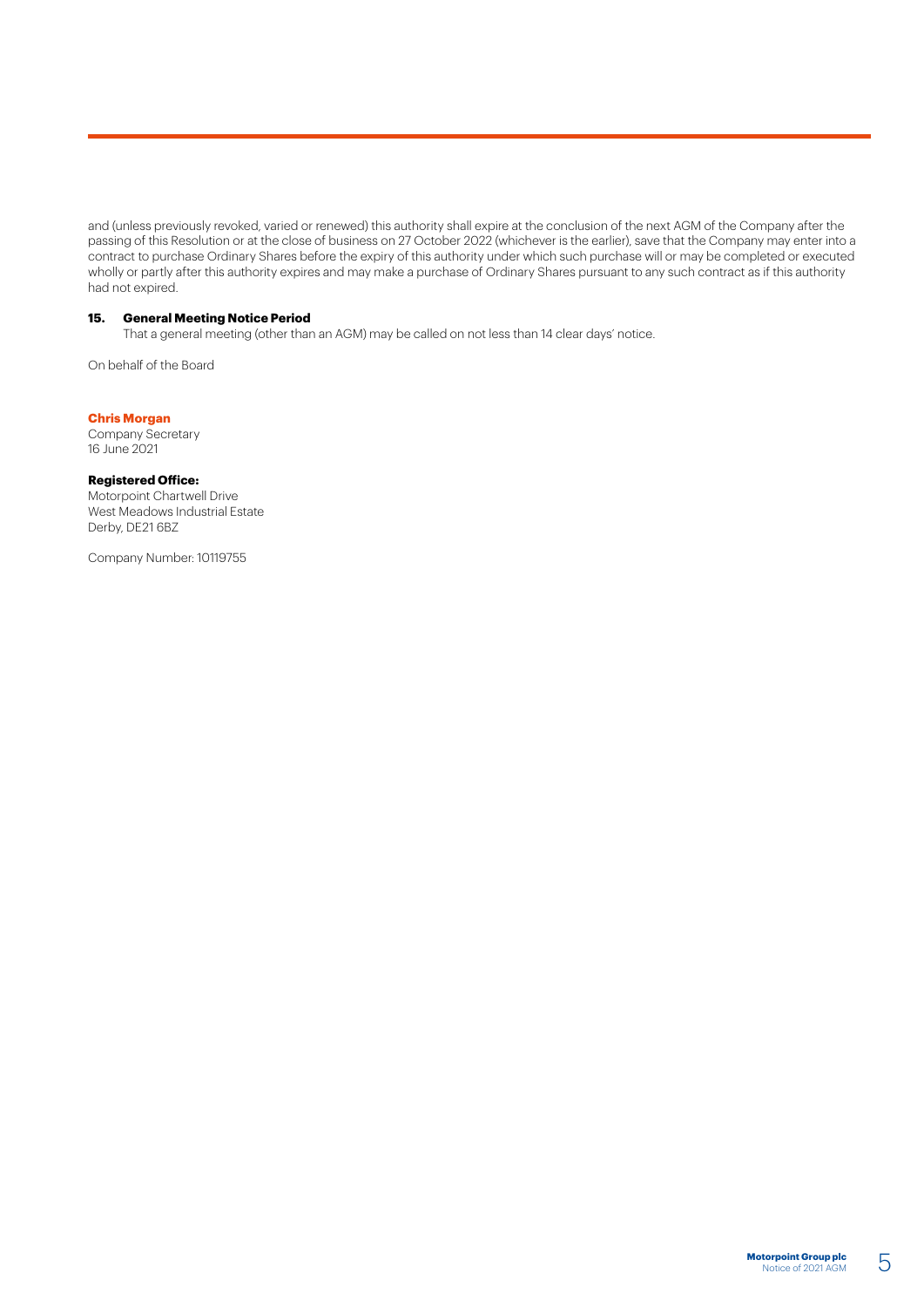and (unless previously revoked, varied or renewed) this authority shall expire at the conclusion of the next AGM of the Company after the passing of this Resolution or at the close of business on 27 October 2022 (whichever is the earlier), save that the Company may enter into a contract to purchase Ordinary Shares before the expiry of this authority under which such purchase will or may be completed or executed wholly or partly after this authority expires and may make a purchase of Ordinary Shares pursuant to any such contract as if this authority had not expired.

**15. General Meeting Notice Period**

That a general meeting (other than an AGM) may be called on not less than 14 clear days' notice.

On behalf of the Board

**Chris Morgan**
Company Secretary
16 June 2021

**Registered Office:**
Motorpoint Chartwell Drive
West Meadows Industrial Estate
Derby, DE21 6BZ

Company Number: 10119755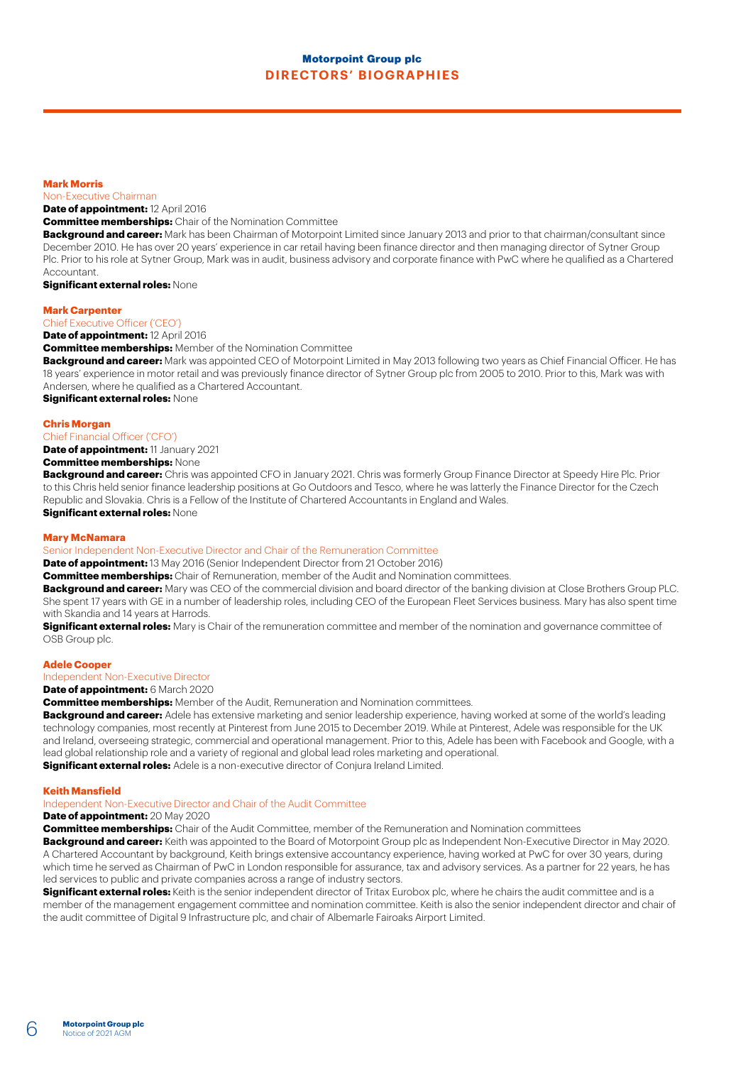# DIRECTORS' BIOGRAPHIES

### Mark Morris

Non-Executive Chairman

**Date of appointment:** 12 April 2016

**Committee memberships:** Chair of the Nomination Committee

**Background and career:** Mark has been Chairman of Motorpoint Limited since January 2013 and prior to that chairman/consultant since December 2010. He has over 20 years' experience in car retail having been finance director and then managing director of Sytner Group Plc. Prior to his role at Sytner Group, Mark was in audit, business advisory and corporate finance with PwC where he qualified as a Chartered Accountant.

**Significant external roles:** None

### Mark Carpenter

Chief Executive Officer ('CEO')

**Date of appointment:** 12 April 2016

**Committee memberships:** Member of the Nomination Committee

**Background and career:** Mark was appointed CEO of Motorpoint Limited in May 2013 following two years as Chief Financial Officer. He has 18 years' experience in motor retail and was previously finance director of Sytner Group plc from 2005 to 2010. Prior to this, Mark was with Andersen, where he qualified as a Chartered Accountant.

**Significant external roles:** None

### Chris Morgan

Chief Financial Officer ('CFO')

**Date of appointment:** 11 January 2021

**Committee memberships:** None

**Background and career:** Chris was appointed CFO in January 2021. Chris was formerly Group Finance Director at Speedy Hire Plc. Prior to this Chris held senior finance leadership positions at Go Outdoors and Tesco, where he was latterly the Finance Director for the Czech Republic and Slovakia. Chris is a Fellow of the Institute of Chartered Accountants in England and Wales.

**Significant external roles:** None

### Mary McNamara

Senior Independent Non-Executive Director and Chair of the Remuneration Committee

**Date of appointment:** 13 May 2016 (Senior Independent Director from 21 October 2016)

**Committee memberships:** Chair of Remuneration, member of the Audit and Nomination committees.

**Background and career:** Mary was CEO of the commercial division and board director of the banking division at Close Brothers Group PLC. She spent 17 years with GE in a number of leadership roles, including CEO of the European Fleet Services business. Mary has also spent time with Skandia and 14 years at Harrods.

**Significant external roles:** Mary is Chair of the remuneration committee and member of the nomination and governance committee of OSB Group plc.

### Adele Cooper

Independent Non-Executive Director

**Date of appointment:** 6 March 2020

**Committee memberships:** Member of the Audit, Remuneration and Nomination committees.

**Background and career:** Adele has extensive marketing and senior leadership experience, having worked at some of the world's leading technology companies, most recently at Pinterest from June 2015 to December 2019. While at Pinterest, Adele was responsible for the UK and Ireland, overseeing strategic, commercial and operational management. Prior to this, Adele has been with Facebook and Google, with a lead global relationship role and a variety of regional and global lead roles marketing and operational.

**Significant external roles:** Adele is a non-executive director of Conjura Ireland Limited.

### Keith Mansfield

Independent Non-Executive Director and Chair of the Audit Committee

**Date of appointment:** 20 May 2020

**Committee memberships:** Chair of the Audit Committee, member of the Remuneration and Nomination committees

**Background and career:** Keith was appointed to the Board of Motorpoint Group plc as Independent Non-Executive Director in May 2020. A Chartered Accountant by background, Keith brings extensive accountancy experience, having worked at PwC for over 30 years, during which time he served as Chairman of PwC in London responsible for assurance, tax and advisory services. As a partner for 22 years, he has led services to public and private companies across a range of industry sectors.

**Significant external roles:** Keith is the senior independent director of Tritax Eurobox plc, where he chairs the audit committee and is a member of the management engagement committee and nomination committee. Keith is also the senior independent director and chair of the audit committee of Digital 9 Infrastructure plc, and chair of Albemarle Fairoaks Airport Limited.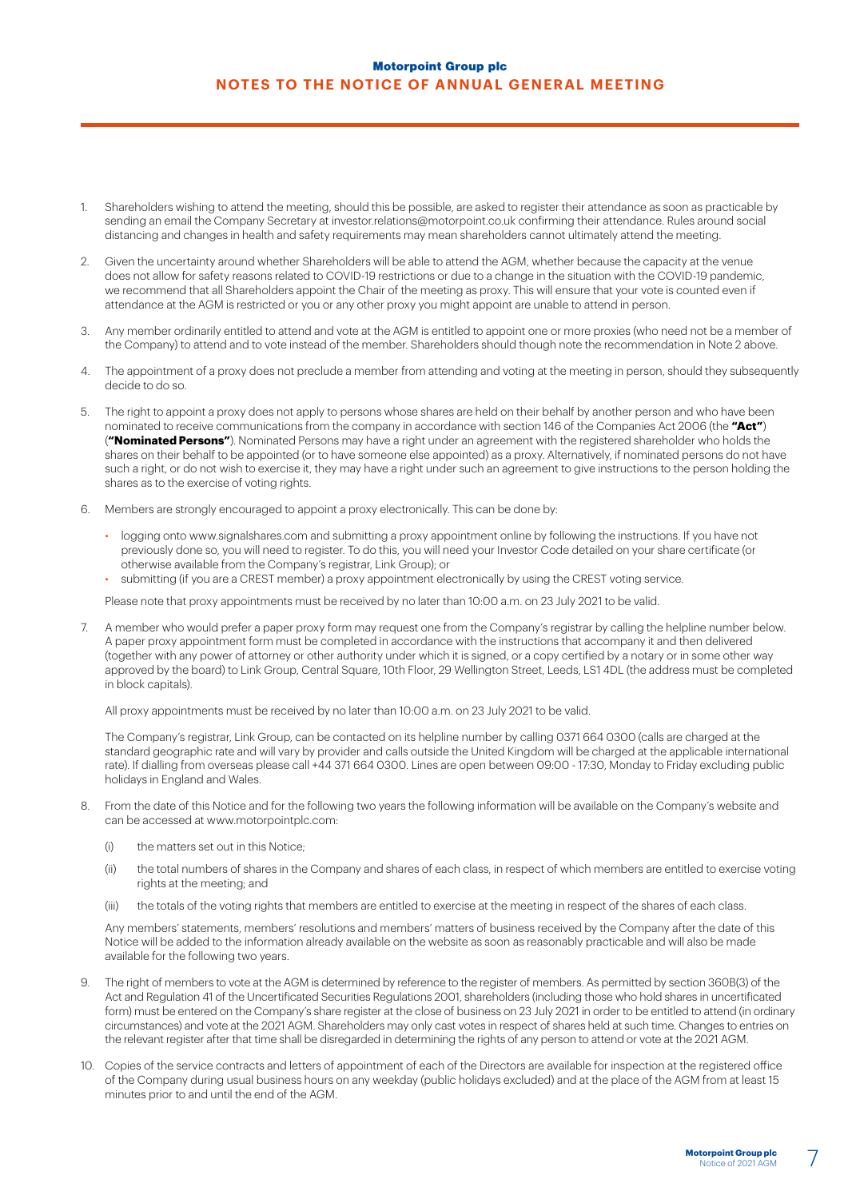# NOTES TO THE NOTICE OF ANNUAL GENERAL MEETING

1. Shareholders wishing to attend the meeting, should this be possible, are asked to register their attendance as soon as practicable by sending an email the Company Secretary at investor.relations@motorpoint.co.uk confirming their attendance. Rules around social distancing and changes in health and safety requirements may mean shareholders cannot ultimately attend the meeting.

2. Given the uncertainty around whether Shareholders will be able to attend the AGM, whether because the capacity at the venue does not allow for safety reasons related to COVID-19 restrictions or due to a change in the situation with the COVID-19 pandemic, we recommend that all Shareholders appoint the Chair of the meeting as proxy. This will ensure that your vote is counted even if attendance at the AGM is restricted or you or any other proxy you might appoint are unable to attend in person.

3. Any member ordinarily entitled to attend and vote at the AGM is entitled to appoint one or more proxies (who need not be a member of the Company) to attend and to vote instead of the member. Shareholders should though note the recommendation in Note 2 above.

4. The appointment of a proxy does not preclude a member from attending and voting at the meeting in person, should they subsequently decide to do so.

5. The right to appoint a proxy does not apply to persons whose shares are held on their behalf by another person and who have been nominated to receive communications from the company in accordance with section 146 of the Companies Act 2006 (the **"Act"**) (**"Nominated Persons"**). Nominated Persons may have a right under an agreement with the registered shareholder who holds the shares on their behalf to be appointed (or to have someone else appointed) as a proxy. Alternatively, if nominated persons do not have such a right, or do not wish to exercise it, they may have a right under such an agreement to give instructions to the person holding the shares as to the exercise of voting rights.

6. Members are strongly encouraged to appoint a proxy electronically. This can be done by:

   - logging onto www.signalshares.com and submitting a proxy appointment online by following the instructions. If you have not previously done so, you will need to register. To do this, you will need your Investor Code detailed on your share certificate (or otherwise available from the Company's registrar, Link Group); or
   - submitting (if you are a CREST member) a proxy appointment electronically by using the CREST voting service.

   Please note that proxy appointments must be received by no later than 10:00 a.m. on 23 July 2021 to be valid.

7. A member who would prefer a paper proxy form may request one from the Company's registrar by calling the helpline number below. A paper proxy appointment form must be completed in accordance with the instructions that accompany it and then delivered (together with any power of attorney or other authority under which it is signed, or a copy certified by a notary or in some other way approved by the board) to Link Group, Central Square, 10th Floor, 29 Wellington Street, Leeds, LS1 4DL (the address must be completed in block capitals).

   All proxy appointments must be received by no later than 10:00 a.m. on 23 July 2021 to be valid.

   The Company's registrar, Link Group, can be contacted on its helpline number by calling 0371 664 0300 (calls are charged at the standard geographic rate and will vary by provider and calls outside the United Kingdom will be charged at the applicable international rate). If dialling from overseas please call +44 371 664 0300. Lines are open between 09:00 - 17:30, Monday to Friday excluding public holidays in England and Wales.

8. From the date of this Notice and for the following two years the following information will be available on the Company's website and can be accessed at www.motorpointplc.com:

   (i) the matters set out in this Notice;

   (ii) the total numbers of shares in the Company and shares of each class, in respect of which members are entitled to exercise voting rights at the meeting; and

   (iii) the totals of the voting rights that members are entitled to exercise at the meeting in respect of the shares of each class.

   Any members' statements, members' resolutions and members' matters of business received by the Company after the date of this Notice will be added to the information already available on the website as soon as reasonably practicable and will also be made available for the following two years.

9. The right of members to vote at the AGM is determined by reference to the register of members. As permitted by section 360B(3) of the Act and Regulation 41 of the Uncertificated Securities Regulations 2001, shareholders (including those who hold shares in uncertificated form) must be entered on the Company's share register at the close of business on 23 July 2021 in order to be entitled to attend (in ordinary circumstances) and vote at the 2021 AGM. Shareholders may only cast votes in respect of shares held at such time. Changes to entries on the relevant register after that time shall be disregarded in determining the rights of any person to attend or vote at the 2021 AGM.

10. Copies of the service contracts and letters of appointment of each of the Directors are available for inspection at the registered office of the Company during usual business hours on any weekday (public holidays excluded) and at the place of the AGM from at least 15 minutes prior to and until the end of the AGM.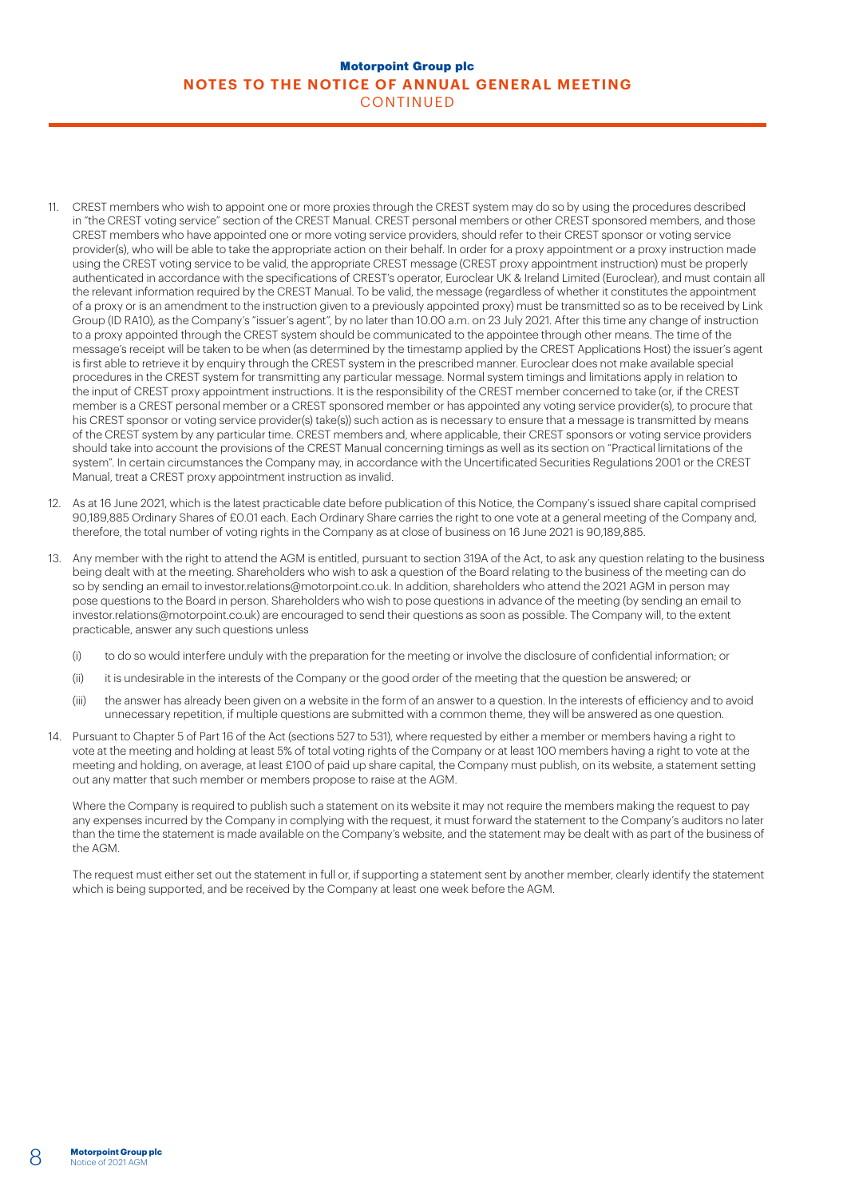11. CREST members who wish to appoint one or more proxies through the CREST system may do so by using the procedures described in "the CREST voting service" section of the CREST Manual. CREST personal members or other CREST sponsored members, and those CREST members who have appointed one or more voting service providers, should refer to their CREST sponsor or voting service provider(s), who will be able to take the appropriate action on their behalf. In order for a proxy appointment or a proxy instruction made using the CREST voting service to be valid, the appropriate CREST message (CREST proxy appointment instruction) must be properly authenticated in accordance with the specifications of CREST's operator, Euroclear UK & Ireland Limited (Euroclear), and must contain all the relevant information required by the CREST Manual. To be valid, the message (regardless of whether it constitutes the appointment of a proxy or is an amendment to the instruction given to a previously appointed proxy) must be transmitted so as to be received by Link Group (ID RA10), as the Company's "issuer's agent", by no later than 10.00 a.m. on 23 July 2021. After this time any change of instruction to a proxy appointed through the CREST system should be communicated to the appointee through other means. The time of the message's receipt will be taken to be when (as determined by the timestamp applied by the CREST Applications Host) the issuer's agent is first able to retrieve it by enquiry through the CREST system in the prescribed manner. Euroclear does not make available special procedures in the CREST system for transmitting any particular message. Normal system timings and limitations apply in relation to the input of CREST proxy appointment instructions. It is the responsibility of the CREST member concerned to take (or, if the CREST member is a CREST personal member or a CREST sponsored member or has appointed any voting service provider(s), to procure that his CREST sponsor or voting service provider(s) take(s)) such action as is necessary to ensure that a message is transmitted by means of the CREST system by any particular time. CREST members and, where applicable, their CREST sponsors or voting service providers should take into account the provisions of the CREST Manual concerning timings as well as its section on "Practical limitations of the system". In certain circumstances the Company may, in accordance with the Uncertificated Securities Regulations 2001 or the CREST Manual, treat a CREST proxy appointment instruction as invalid.

12. As at 16 June 2021, which is the latest practicable date before publication of this Notice, the Company's issued share capital comprised 90,189,885 Ordinary Shares of £0.01 each. Each Ordinary Share carries the right to one vote at a general meeting of the Company and, therefore, the total number of voting rights in the Company as at close of business on 16 June 2021 is 90,189,885.

13. Any member with the right to attend the AGM is entitled, pursuant to section 319A of the Act, to ask any question relating to the business being dealt with at the meeting. Shareholders who wish to ask a question of the Board relating to the business of the meeting can do so by sending an email to investor.relations@motorpoint.co.uk. In addition, shareholders who attend the 2021 AGM in person may pose questions to the Board in person. Shareholders who wish to pose questions in advance of the meeting (by sending an email to investor.relations@motorpoint.co.uk) are encouraged to send their questions as soon as possible. The Company will, to the extent practicable, answer any such questions unless

    (i) to do so would interfere unduly with the preparation for the meeting or involve the disclosure of confidential information; or

    (ii) it is undesirable in the interests of the Company or the good order of the meeting that the question be answered; or

    (iii) the answer has already been given on a website in the form of an answer to a question. In the interests of efficiency and to avoid unnecessary repetition, if multiple questions are submitted with a common theme, they will be answered as one question.

14. Pursuant to Chapter 5 of Part 16 of the Act (sections 527 to 531), where requested by either a member or members having a right to vote at the meeting and holding at least 5% of total voting rights of the Company or at least 100 members having a right to vote at the meeting and holding, on average, at least £100 of paid up share capital, the Company must publish, on its website, a statement setting out any matter that such member or members propose to raise at the AGM.

    Where the Company is required to publish such a statement on its website it may not require the members making the request to pay any expenses incurred by the Company in complying with the request, it must forward the statement to the Company's auditors no later than the time the statement is made available on the Company's website, and the statement may be dealt with as part of the business of the AGM.

    The request must either set out the statement in full or, if supporting a statement sent by another member, clearly identify the statement which is being supported, and be received by the Company at least one week before the AGM.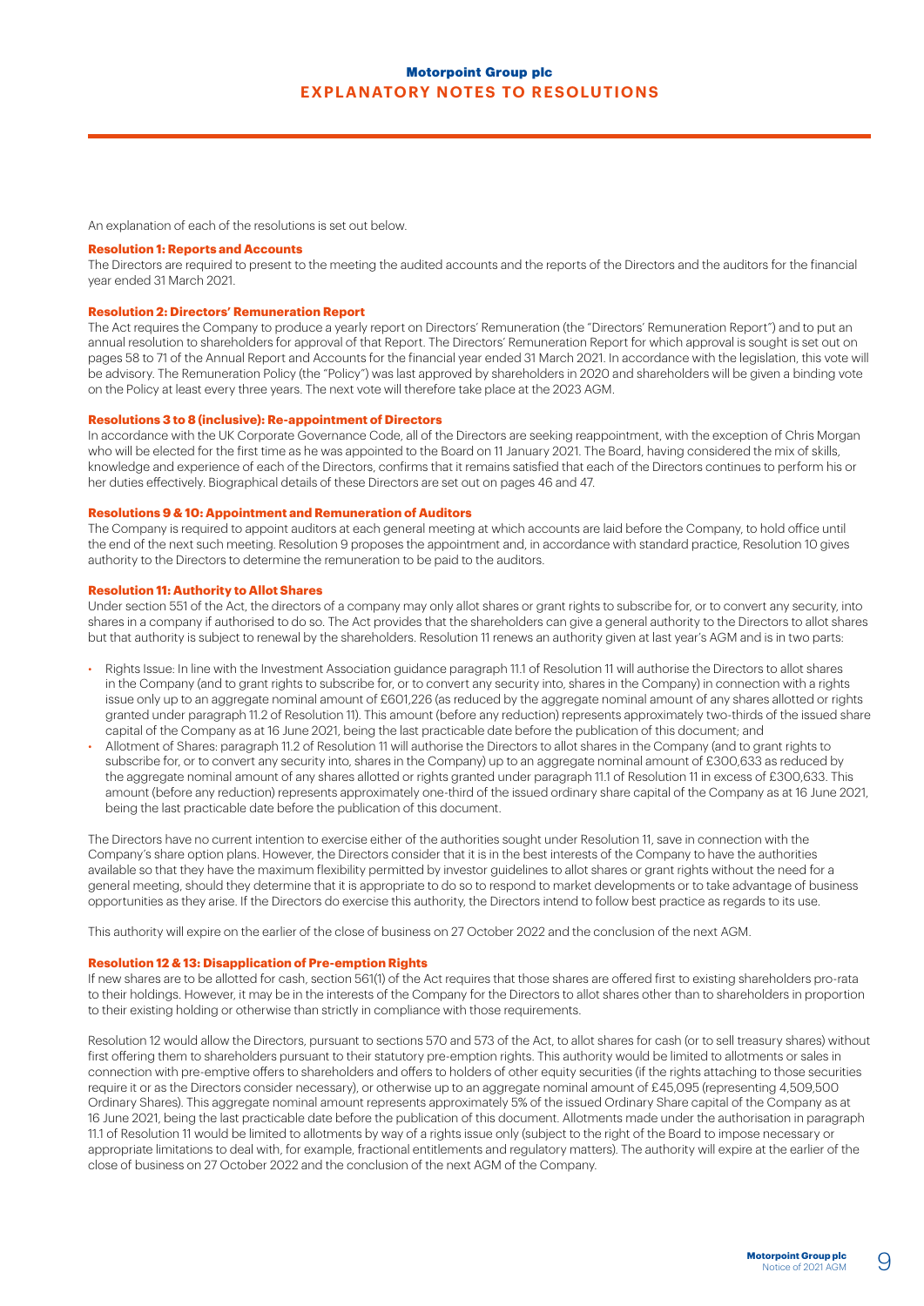# EXPLANATORY NOTES TO RESOLUTIONS

An explanation of each of the resolutions is set out below.

**Resolution 1: Reports and Accounts**

The Directors are required to present to the meeting the audited accounts and the reports of the Directors and the auditors for the financial year ended 31 March 2021.

**Resolution 2: Directors' Remuneration Report**

The Act requires the Company to produce a yearly report on Directors' Remuneration (the "Directors' Remuneration Report") and to put an annual resolution to shareholders for approval of that Report. The Directors' Remuneration Report for which approval is sought is set out on pages 58 to 71 of the Annual Report and Accounts for the financial year ended 31 March 2021. In accordance with the legislation, this vote will be advisory. The Remuneration Policy (the "Policy") was last approved by shareholders in 2020 and shareholders will be given a binding vote on the Policy at least every three years. The next vote will therefore take place at the 2023 AGM.

**Resolutions 3 to 8 (inclusive): Re-appointment of Directors**

In accordance with the UK Corporate Governance Code, all of the Directors are seeking reappointment, with the exception of Chris Morgan who will be elected for the first time as he was appointed to the Board on 11 January 2021. The Board, having considered the mix of skills, knowledge and experience of each of the Directors, confirms that it remains satisfied that each of the Directors continues to perform his or her duties effectively. Biographical details of these Directors are set out on pages 46 and 47.

**Resolutions 9 & 10: Appointment and Remuneration of Auditors**

The Company is required to appoint auditors at each general meeting at which accounts are laid before the Company, to hold office until the end of the next such meeting. Resolution 9 proposes the appointment and, in accordance with standard practice, Resolution 10 gives authority to the Directors to determine the remuneration to be paid to the auditors.

**Resolution 11: Authority to Allot Shares**

Under section 551 of the Act, the directors of a company may only allot shares or grant rights to subscribe for, or to convert any security, into shares in a company if authorised to do so. The Act provides that the shareholders can give a general authority to the Directors to allot shares but that authority is subject to renewal by the shareholders. Resolution 11 renews an authority given at last year's AGM and is in two parts:

- Rights Issue: In line with the Investment Association guidance paragraph 11.1 of Resolution 11 will authorise the Directors to allot shares in the Company (and to grant rights to subscribe for, or to convert any security into, shares in the Company) in connection with a rights issue only up to an aggregate nominal amount of £601,226 (as reduced by the aggregate nominal amount of any shares allotted or rights granted under paragraph 11.2 of Resolution 11). This amount (before any reduction) represents approximately two-thirds of the issued share capital of the Company as at 16 June 2021, being the last practicable date before the publication of this document; and
- Allotment of Shares: paragraph 11.2 of Resolution 11 will authorise the Directors to allot shares in the Company (and to grant rights to subscribe for, or to convert any security into, shares in the Company) up to an aggregate nominal amount of £300,633 as reduced by the aggregate nominal amount of any shares allotted or rights granted under paragraph 11.1 of Resolution 11 in excess of £300,633. This amount (before any reduction) represents approximately one-third of the issued ordinary share capital of the Company as at 16 June 2021, being the last practicable date before the publication of this document.

The Directors have no current intention to exercise either of the authorities sought under Resolution 11, save in connection with the Company's share option plans. However, the Directors consider that it is in the best interests of the Company to have the authorities available so that they have the maximum flexibility permitted by investor guidelines to allot shares or grant rights without the need for a general meeting, should they determine that it is appropriate to do so to respond to market developments or to take advantage of business opportunities as they arise. If the Directors do exercise this authority, the Directors intend to follow best practice as regards to its use.

This authority will expire on the earlier of the close of business on 27 October 2022 and the conclusion of the next AGM.

**Resolution 12 & 13: Disapplication of Pre-emption Rights**

If new shares are to be allotted for cash, section 561(1) of the Act requires that those shares are offered first to existing shareholders pro-rata to their holdings. However, it may be in the interests of the Company for the Directors to allot shares other than to shareholders in proportion to their existing holding or otherwise than strictly in compliance with those requirements.

Resolution 12 would allow the Directors, pursuant to sections 570 and 573 of the Act, to allot shares for cash (or to sell treasury shares) without first offering them to shareholders pursuant to their statutory pre-emption rights. This authority would be limited to allotments or sales in connection with pre-emptive offers to shareholders and offers to holders of other equity securities (if the rights attaching to those securities require it or as the Directors consider necessary), or otherwise up to an aggregate nominal amount of £45,095 (representing 4,509,500 Ordinary Shares). This aggregate nominal amount represents approximately 5% of the issued Ordinary Share capital of the Company as at 16 June 2021, being the last practicable date before the publication of this document. Allotments made under the authorisation in paragraph 11.1 of Resolution 11 would be limited to allotments by way of a rights issue only (subject to the right of the Board to impose necessary or appropriate limitations to deal with, for example, fractional entitlements and regulatory matters). The authority will expire at the earlier of the close of business on 27 October 2022 and the conclusion of the next AGM of the Company.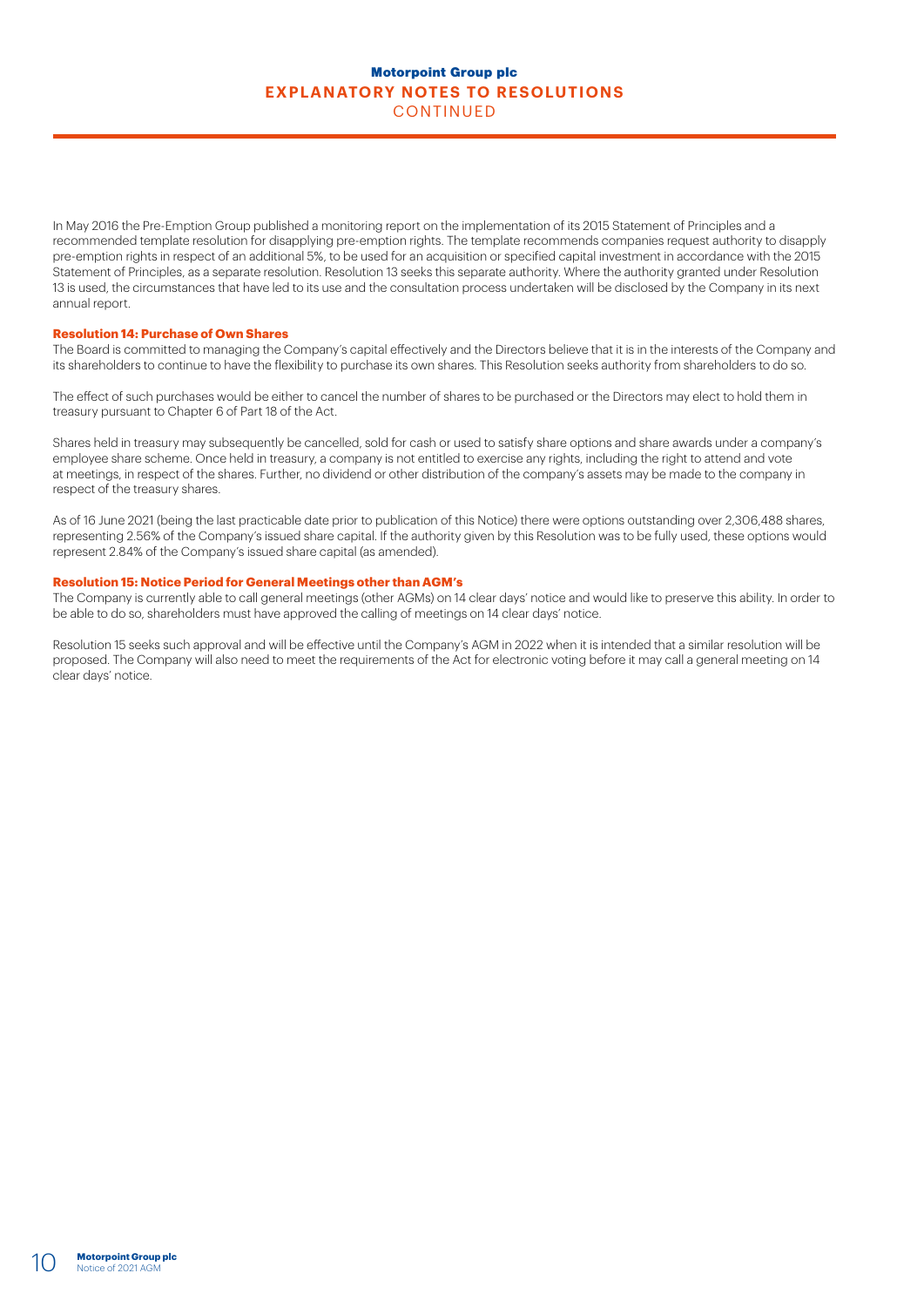In May 2016 the Pre-Emption Group published a monitoring report on the implementation of its 2015 Statement of Principles and a recommended template resolution for disapplying pre-emption rights. The template recommends companies request authority to disapply pre-emption rights in respect of an additional 5%, to be used for an acquisition or specified capital investment in accordance with the 2015 Statement of Principles, as a separate resolution. Resolution 13 seeks this separate authority. Where the authority granted under Resolution 13 is used, the circumstances that have led to its use and the consultation process undertaken will be disclosed by the Company in its next annual report.

**Resolution 14: Purchase of Own Shares**

The Board is committed to managing the Company's capital effectively and the Directors believe that it is in the interests of the Company and its shareholders to continue to have the flexibility to purchase its own shares. This Resolution seeks authority from shareholders to do so.

The effect of such purchases would be either to cancel the number of shares to be purchased or the Directors may elect to hold them in treasury pursuant to Chapter 6 of Part 18 of the Act.

Shares held in treasury may subsequently be cancelled, sold for cash or used to satisfy share options and share awards under a company's employee share scheme. Once held in treasury, a company is not entitled to exercise any rights, including the right to attend and vote at meetings, in respect of the shares. Further, no dividend or other distribution of the company's assets may be made to the company in respect of the treasury shares.

As of 16 June 2021 (being the last practicable date prior to publication of this Notice) there were options outstanding over 2,306,488 shares, representing 2.56% of the Company's issued share capital. If the authority given by this Resolution was to be fully used, these options would represent 2.84% of the Company's issued share capital (as amended).

**Resolution 15: Notice Period for General Meetings other than AGM's**

The Company is currently able to call general meetings (other AGMs) on 14 clear days' notice and would like to preserve this ability. In order to be able to do so, shareholders must have approved the calling of meetings on 14 clear days' notice.

Resolution 15 seeks such approval and will be effective until the Company's AGM in 2022 when it is intended that a similar resolution will be proposed. The Company will also need to meet the requirements of the Act for electronic voting before it may call a general meeting on 14 clear days' notice.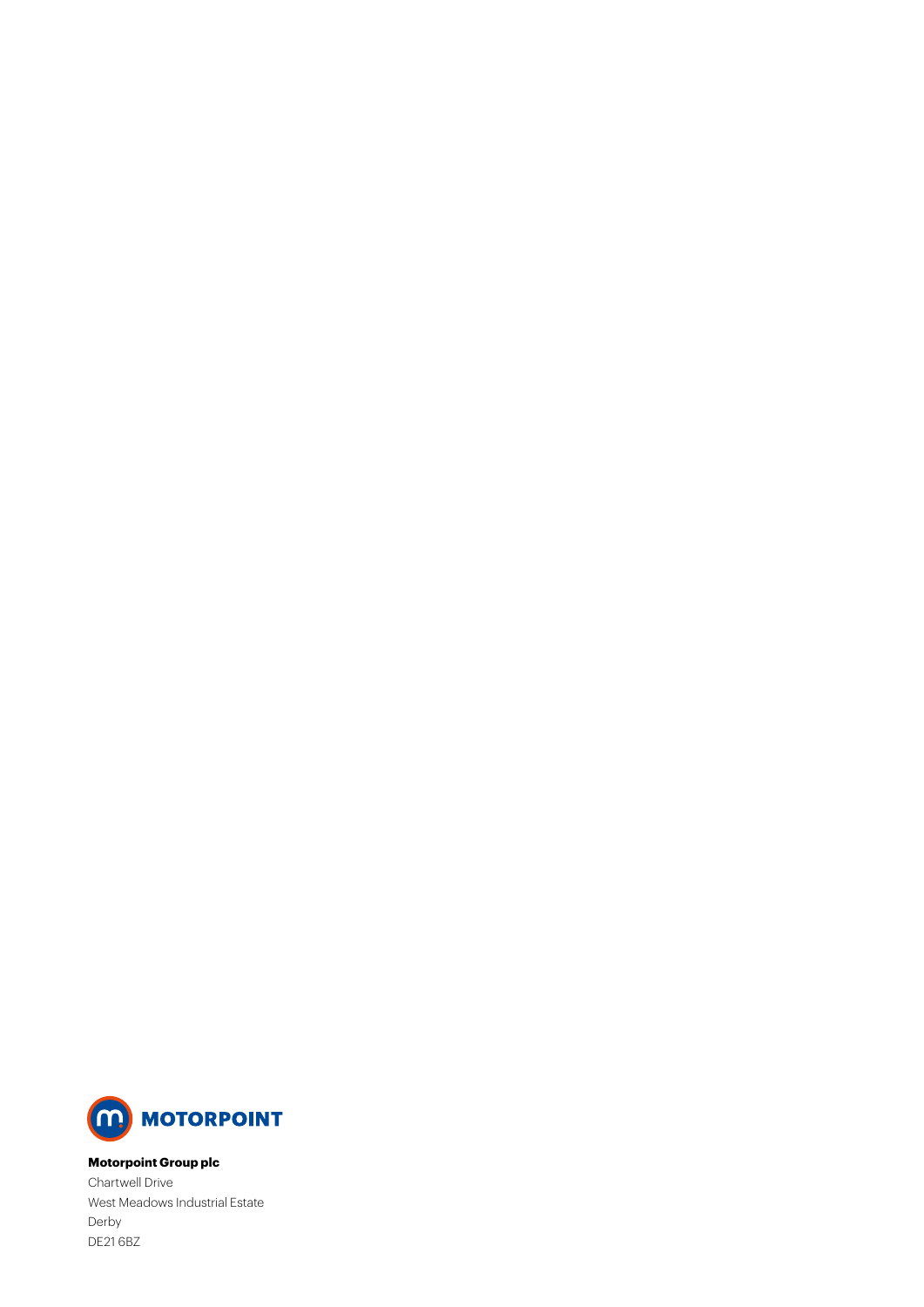MOTORPOINT

**Motorpoint Group plc**
Chartwell Drive
West Meadows Industrial Estate
Derby
DE21 6BZ